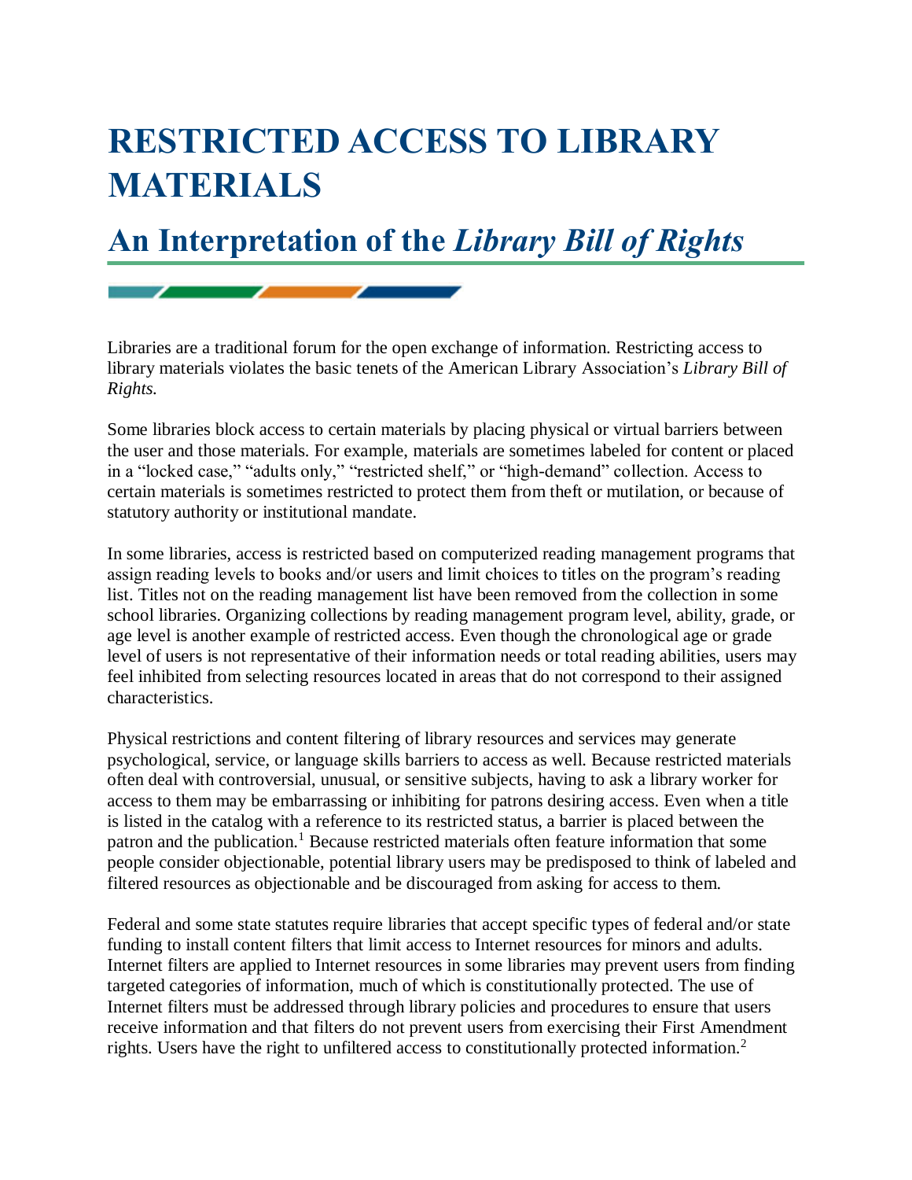# RESTRICTED ACCESS TO LIBRARY MATERIALS

## An Interpretation of the *Library Bill of Rights*

Libraries are a traditional forum for the open exchange of information. Restricting access to library materials violates the basic tenets of the American Library Association's *Library Bill of Rights.*

Some libraries block access to certain materials by placing physical or virtual barriers between the user and those materials. For example, materials are sometimes labeled for content or placed in a "locked case," "adults only," "restricted shelf," or "high-demand" collection. Access to certain materials is sometimes restricted to protect them from theft or mutilation, or because of statutory authority or institutional mandate.

In some libraries, access is restricted based on computerized reading management programs that assign reading levels to books and/or users and limit choices to titles on the program's reading list. Titles not on the reading management list have been removed from the collection in some school libraries. Organizing collections by reading management program level, ability, grade, or age level is another example of restricted access. Even though the chronological age or grade level of users is not representative of their information needs or total reading abilities, users may feel inhibited from selecting resources located in areas that do not correspond to their assigned characteristics.

Physical restrictions and content filtering of library resources and services may generate psychological, service, or language skills barriers to access as well. Because restricted materials often deal with controversial, unusual, or sensitive subjects, having to ask a library worker for access to them may be embarrassing or inhibiting for patrons desiring access. Even when a title is listed in the catalog with a reference to its restricted status, a barrier is placed between the patron and the publication.[1] Because restricted materials often feature information that some people consider objectionable, potential library users may be predisposed to think of labeled and filtered resources as objectionable and be discouraged from asking for access to them.

Federal and some state statutes require libraries that accept specific types of federal and/or state funding to install content filters that limit access to Internet resources for minors and adults. Internet filters are applied to Internet resources in some libraries may prevent users from finding targeted categories of information, much of which is constitutionally protected. The use of Internet filters must be addressed through library policies and procedures to ensure that users receive information and that filters do not prevent users from exercising their First Amendment rights. Users have the right to unfiltered access to constitutionally protected information.[2]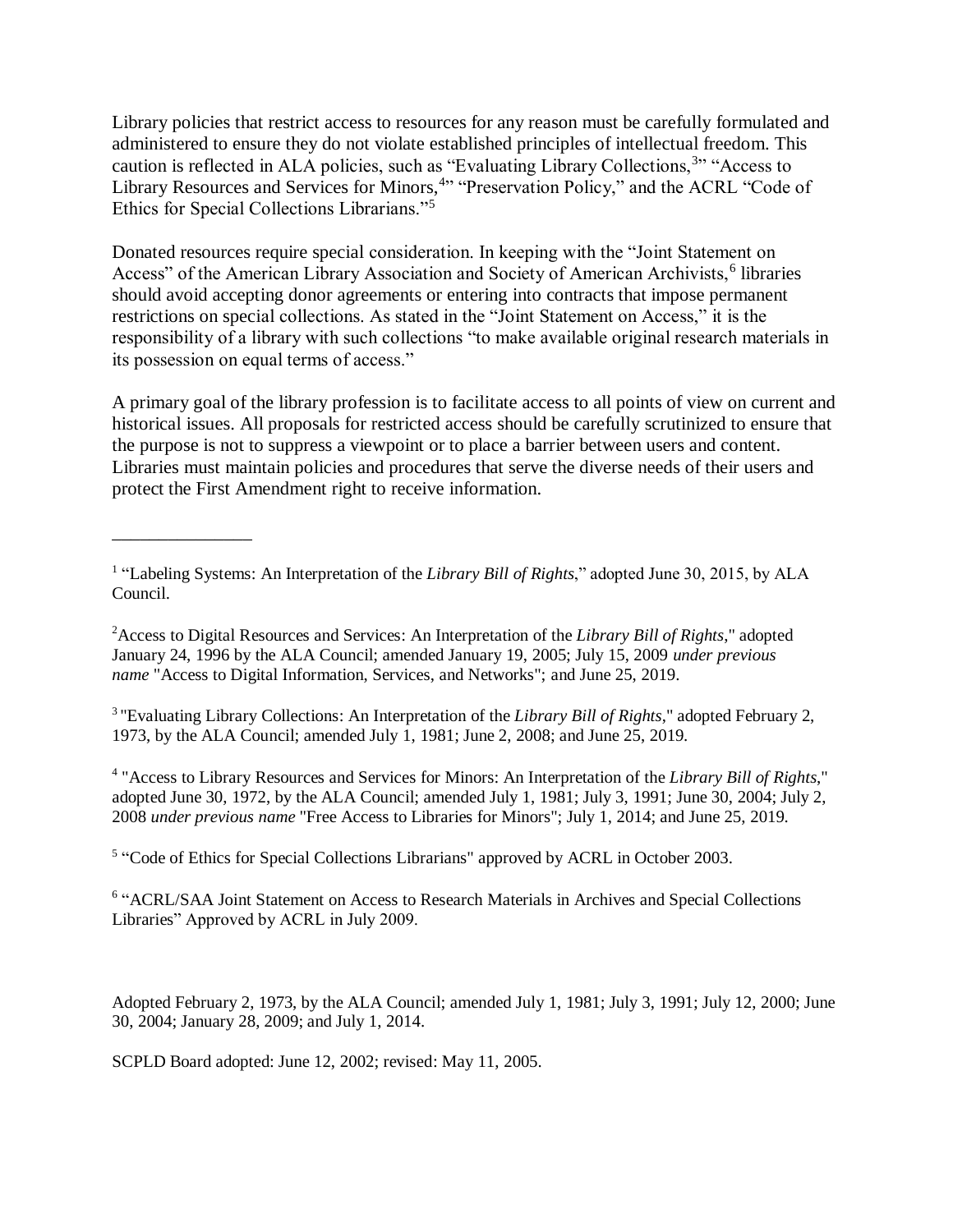Library policies that restrict access to resources for any reason must be carefully formulated and administered to ensure they do not violate established principles of intellectual freedom. This caution is reflected in ALA policies, such as "Evaluating Library Collections,[3]" "Access to Library Resources and Services for Minors,[4]" "Preservation Policy," and the ACRL "Code of Ethics for Special Collections Librarians."[5]

Donated resources require special consideration. In keeping with the "Joint Statement on Access" of the American Library Association and Society of American Archivists,[6] libraries should avoid accepting donor agreements or entering into contracts that impose permanent restrictions on special collections. As stated in the "Joint Statement on Access," it is the responsibility of a library with such collections "to make available original research materials in its possession on equal terms of access."

A primary goal of the library profession is to facilitate access to all points of view on current and historical issues. All proposals for restricted access should be carefully scrutinized to ensure that the purpose is not to suppress a viewpoint or to place a barrier between users and content. Libraries must maintain policies and procedures that serve the diverse needs of their users and protect the First Amendment right to receive information.

---

[1] "Labeling Systems: An Interpretation of the *Library Bill of Rights*," adopted June 30, 2015, by ALA Council.

[2] Access to Digital Resources and Services: An Interpretation of the *Library Bill of Rights*," adopted January 24, 1996 by the ALA Council; amended January 19, 2005; July 15, 2009 *under previous name* "Access to Digital Information, Services, and Networks"; and June 25, 2019.

[3] "Evaluating Library Collections: An Interpretation of the *Library Bill of Rights*," adopted February 2, 1973, by the ALA Council; amended July 1, 1981; June 2, 2008; and June 25, 2019.

[4] "Access to Library Resources and Services for Minors: An Interpretation of the *Library Bill of Rights*," adopted June 30, 1972, by the ALA Council; amended July 1, 1981; July 3, 1991; June 30, 2004; July 2, 2008 *under previous name* "Free Access to Libraries for Minors"; July 1, 2014; and June 25, 2019.

[5] "Code of Ethics for Special Collections Librarians" approved by ACRL in October 2003.

[6] "ACRL/SAA Joint Statement on Access to Research Materials in Archives and Special Collections Libraries" Approved by ACRL in July 2009.

Adopted February 2, 1973, by the ALA Council; amended July 1, 1981; July 3, 1991; July 12, 2000; June 30, 2004; January 28, 2009; and July 1, 2014.

SCPLD Board adopted: June 12, 2002; revised: May 11, 2005.